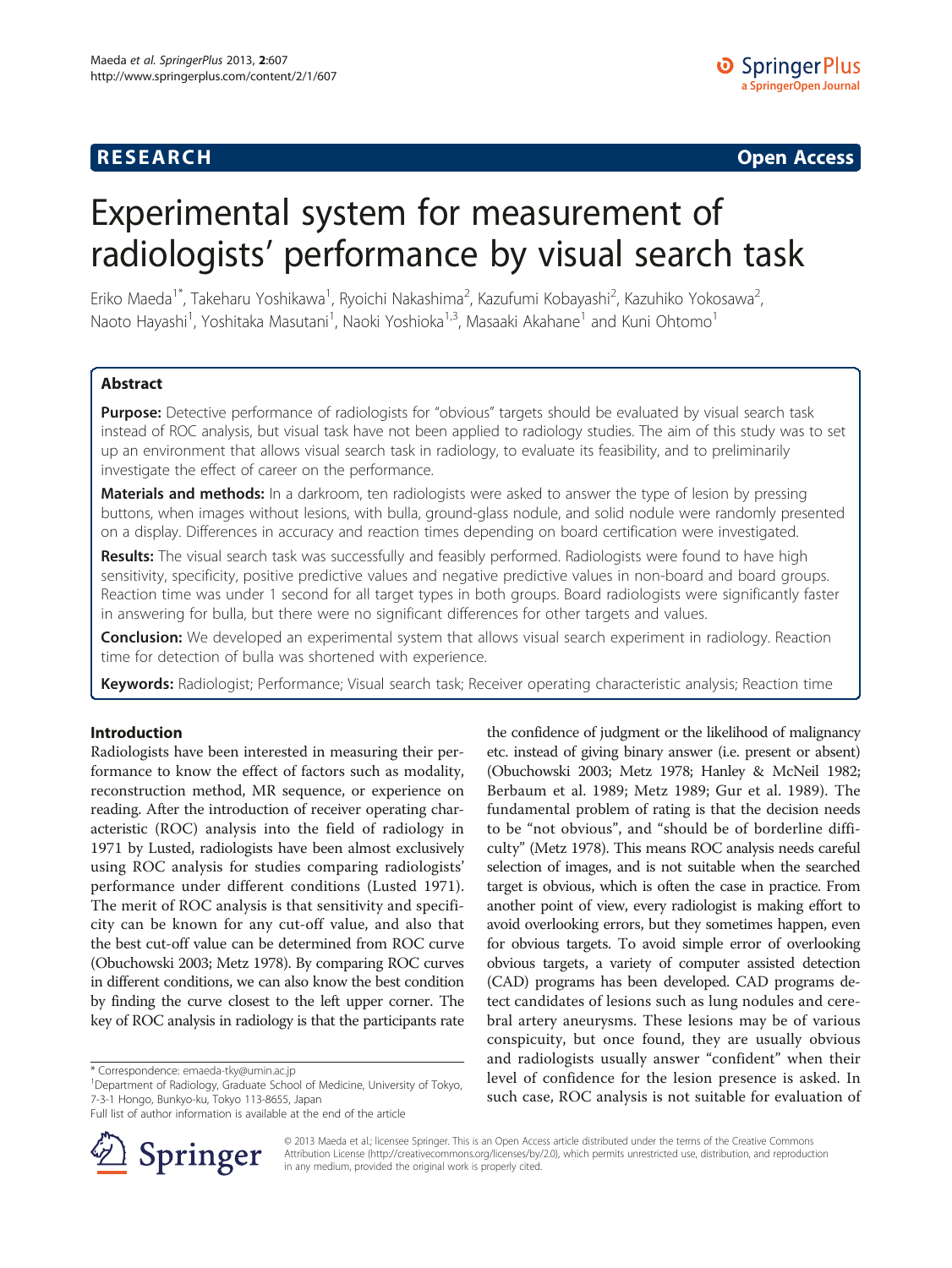**RESEARCH** **Open Access**

# Experimental system for measurement of radiologists' performance by visual search task

Eriko Maeda[1*], Takeharu Yoshikawa[1], Ryoichi Nakashima[2], Kazufumi Kobayashi[2], Kazuhiko Yokosawa[2], Naoto Hayashi[1], Yoshitaka Masutani[1], Naoki Yoshioka[1,3], Masaaki Akahane[1] and Kuni Ohtomo[1]

## Abstract

**Purpose:** Detective performance of radiologists for "obvious" targets should be evaluated by visual search task instead of ROC analysis, but visual task have not been applied to radiology studies. The aim of this study was to set up an environment that allows visual search task in radiology, to evaluate its feasibility, and to preliminarily investigate the effect of career on the performance.

**Materials and methods:** In a darkroom, ten radiologists were asked to answer the type of lesion by pressing buttons, when images without lesions, with bulla, ground-glass nodule, and solid nodule were randomly presented on a display. Differences in accuracy and reaction times depending on board certification were investigated.

**Results:** The visual search task was successfully and feasibly performed. Radiologists were found to have high sensitivity, specificity, positive predictive values and negative predictive values in non-board and board groups. Reaction time was under 1 second for all target types in both groups. Board radiologists were significantly faster in answering for bulla, but there were no significant differences for other targets and values.

**Conclusion:** We developed an experimental system that allows visual search experiment in radiology. Reaction time for detection of bulla was shortened with experience.

**Keywords:** Radiologist; Performance; Visual search task; Receiver operating characteristic analysis; Reaction time

## Introduction

Radiologists have been interested in measuring their performance to know the effect of factors such as modality, reconstruction method, MR sequence, or experience on reading. After the introduction of receiver operating characteristic (ROC) analysis into the field of radiology in 1971 by Lusted, radiologists have been almost exclusively using ROC analysis for studies comparing radiologists' performance under different conditions (Lusted 1971). The merit of ROC analysis is that sensitivity and specificity can be known for any cut-off value, and also that the best cut-off value can be determined from ROC curve (Obuchowski 2003; Metz 1978). By comparing ROC curves in different conditions, we can also know the best condition by finding the curve closest to the left upper corner. The key of ROC analysis in radiology is that the participants rate the confidence of judgment or the likelihood of malignancy etc. instead of giving binary answer (i.e. present or absent) (Obuchowski 2003; Metz 1978; Hanley & McNeil 1982; Berbaum et al. 1989; Metz 1989; Gur et al. 1989). The fundamental problem of rating is that the decision needs to be "not obvious", and "should be of borderline difficulty" (Metz 1978). This means ROC analysis needs careful selection of images, and is not suitable when the searched target is obvious, which is often the case in practice. From another point of view, every radiologist is making effort to avoid overlooking errors, but they sometimes happen, even for obvious targets. To avoid simple error of overlooking obvious targets, a variety of computer assisted detection (CAD) programs has been developed. CAD programs detect candidates of lesions such as lung nodules and cerebral artery aneurysms. These lesions may be of various conspicuity, but once found, they are usually obvious and radiologists usually answer "confident" when their level of confidence for the lesion presence is asked. In such case, ROC analysis is not suitable for evaluation of

\* Correspondence: emaeda-tky@umin.ac.jp
[1]Department of Radiology, Graduate School of Medicine, University of Tokyo, 7-3-1 Hongo, Bunkyo-ku, Tokyo 113-8655, Japan
Full list of author information is available at the end of the article

© 2013 Maeda et al.; licensee Springer. This is an Open Access article distributed under the terms of the Creative Commons Attribution License (http://creativecommons.org/licenses/by/2.0), which permits unrestricted use, distribution, and reproduction in any medium, provided the original work is properly cited.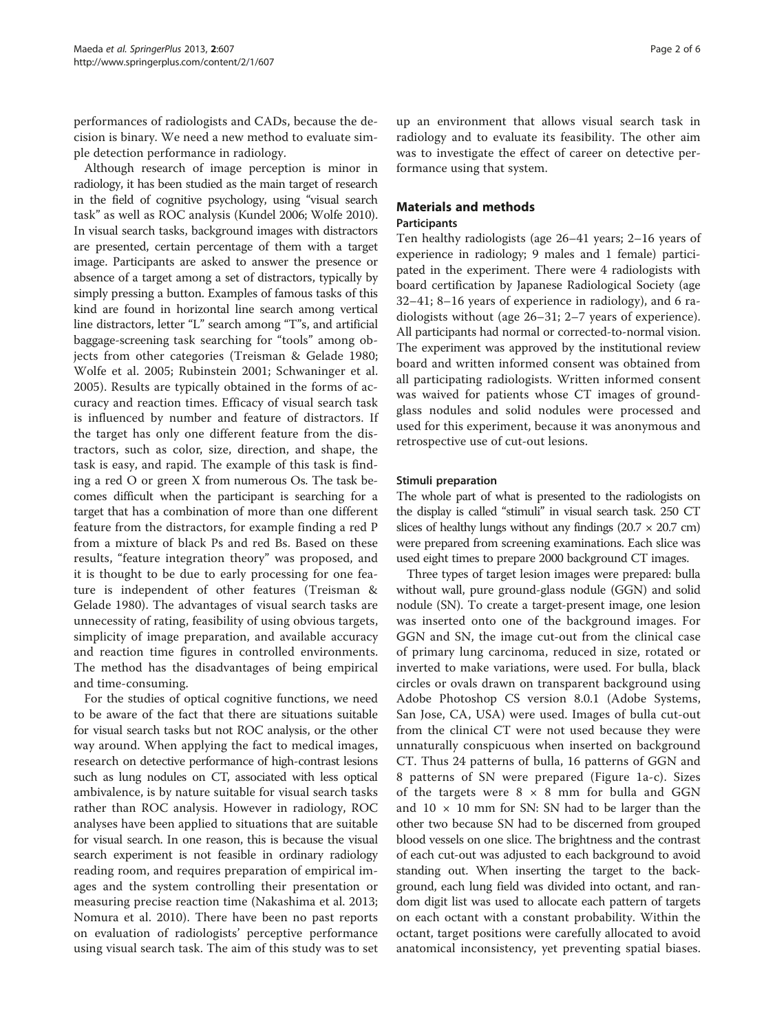performances of radiologists and CADs, because the decision is binary. We need a new method to evaluate simple detection performance in radiology.

Although research of image perception is minor in radiology, it has been studied as the main target of research in the field of cognitive psychology, using "visual search task" as well as ROC analysis (Kundel 2006; Wolfe 2010). In visual search tasks, background images with distractors are presented, certain percentage of them with a target image. Participants are asked to answer the presence or absence of a target among a set of distractors, typically by simply pressing a button. Examples of famous tasks of this kind are found in horizontal line search among vertical line distractors, letter "L" search among "T"s, and artificial baggage-screening task searching for "tools" among objects from other categories (Treisman & Gelade 1980; Wolfe et al. 2005; Rubinstein 2001; Schwaninger et al. 2005). Results are typically obtained in the forms of accuracy and reaction times. Efficacy of visual search task is influenced by number and feature of distractors. If the target has only one different feature from the distractors, such as color, size, direction, and shape, the task is easy, and rapid. The example of this task is finding a red O or green X from numerous Os. The task becomes difficult when the participant is searching for a target that has a combination of more than one different feature from the distractors, for example finding a red P from a mixture of black Ps and red Bs. Based on these results, "feature integration theory" was proposed, and it is thought to be due to early processing for one feature is independent of other features (Treisman & Gelade 1980). The advantages of visual search tasks are unnecessity of rating, feasibility of using obvious targets, simplicity of image preparation, and available accuracy and reaction time figures in controlled environments. The method has the disadvantages of being empirical and time-consuming.

For the studies of optical cognitive functions, we need to be aware of the fact that there are situations suitable for visual search tasks but not ROC analysis, or the other way around. When applying the fact to medical images, research on detective performance of high-contrast lesions such as lung nodules on CT, associated with less optical ambivalence, is by nature suitable for visual search tasks rather than ROC analysis. However in radiology, ROC analyses have been applied to situations that are suitable for visual search. In one reason, this is because the visual search experiment is not feasible in ordinary radiology reading room, and requires preparation of empirical images and the system controlling their presentation or measuring precise reaction time (Nakashima et al. 2013; Nomura et al. 2010). There have been no past reports on evaluation of radiologists' perceptive performance using visual search task. The aim of this study was to set up an environment that allows visual search task in radiology and to evaluate its feasibility. The other aim was to investigate the effect of career on detective performance using that system.

## Materials and methods

### Participants

Ten healthy radiologists (age 26–41 years; 2–16 years of experience in radiology; 9 males and 1 female) participated in the experiment. There were 4 radiologists with board certification by Japanese Radiological Society (age 32–41; 8–16 years of experience in radiology), and 6 radiologists without (age 26–31; 2–7 years of experience). All participants had normal or corrected-to-normal vision. The experiment was approved by the institutional review board and written informed consent was obtained from all participating radiologists. Written informed consent was waived for patients whose CT images of ground-glass nodules and solid nodules were processed and used for this experiment, because it was anonymous and retrospective use of cut-out lesions.

### Stimuli preparation

The whole part of what is presented to the radiologists on the display is called "stimuli" in visual search task. 250 CT slices of healthy lungs without any findings (20.7 × 20.7 cm) were prepared from screening examinations. Each slice was used eight times to prepare 2000 background CT images.

Three types of target lesion images were prepared: bulla without wall, pure ground-glass nodule (GGN) and solid nodule (SN). To create a target-present image, one lesion was inserted onto one of the background images. For GGN and SN, the image cut-out from the clinical case of primary lung carcinoma, reduced in size, rotated or inverted to make variations, were used. For bulla, black circles or ovals drawn on transparent background using Adobe Photoshop CS version 8.0.1 (Adobe Systems, San Jose, CA, USA) were used. Images of bulla cut-out from the clinical CT were not used because they were unnaturally conspicuous when inserted on background CT. Thus 24 patterns of bulla, 16 patterns of GGN and 8 patterns of SN were prepared (Figure 1a-c). Sizes of the targets were 8 × 8 mm for bulla and GGN and 10 × 10 mm for SN: SN had to be larger than the other two because SN had to be discerned from grouped blood vessels on one slice. The brightness and the contrast of each cut-out was adjusted to each background to avoid standing out. When inserting the target to the background, each lung field was divided into octant, and random digit list was used to allocate each pattern of targets on each octant with a constant probability. Within the octant, target positions were carefully allocated to avoid anatomical inconsistency, yet preventing spatial biases.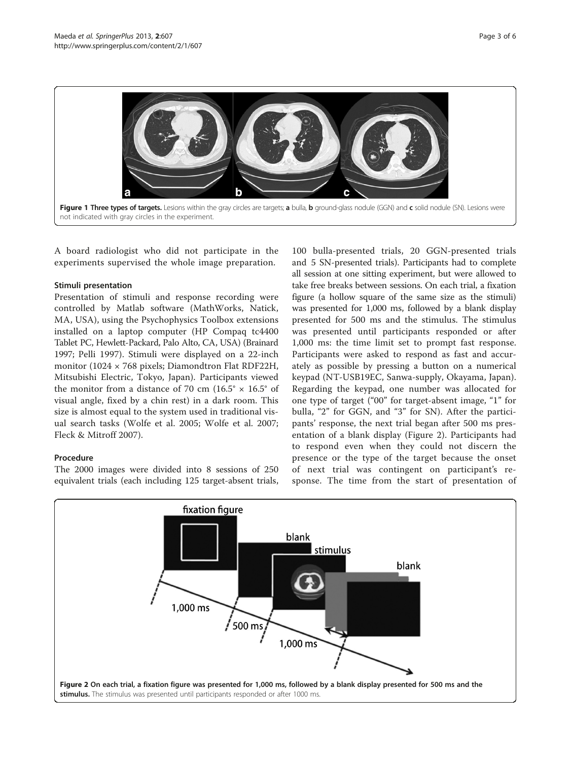**Figure 1 Three types of targets.** Lesions within the gray circles are targets; **a** bulla, **b** ground-glass nodule (GGN) and **c** solid nodule (SN). Lesions were not indicated with gray circles in the experiment.

A board radiologist who did not participate in the experiments supervised the whole image preparation.

### Stimuli presentation

Presentation of stimuli and response recording were controlled by Matlab software (MathWorks, Natick, MA, USA), using the Psychophysics Toolbox extensions installed on a laptop computer (HP Compaq tc4400 Tablet PC, Hewlett-Packard, Palo Alto, CA, USA) (Brainard 1997; Pelli 1997). Stimuli were displayed on a 22-inch monitor (1024 × 768 pixels; Diamondtron Flat RDF22H, Mitsubishi Electric, Tokyo, Japan). Participants viewed the monitor from a distance of 70 cm (16.5° × 16.5° of visual angle, fixed by a chin rest) in a dark room. This size is almost equal to the system used in traditional visual search tasks (Wolfe et al. 2005; Wolfe et al. 2007; Fleck & Mitroff 2007).

### Procedure

The 2000 images were divided into 8 sessions of 250 equivalent trials (each including 125 target-absent trials, 100 bulla-presented trials, 20 GGN-presented trials and 5 SN-presented trials). Participants had to complete all session at one sitting experiment, but were allowed to take free breaks between sessions. On each trial, a fixation figure (a hollow square of the same size as the stimuli) was presented for 1,000 ms, followed by a blank display presented for 500 ms and the stimulus. The stimulus was presented until participants responded or after 1,000 ms: the time limit set to prompt fast response. Participants were asked to respond as fast and accurately as possible by pressing a button on a numerical keypad (NT-USB19EC, Sanwa-supply, Okayama, Japan). Regarding the keypad, one number was allocated for one type of target ("00" for target-absent image, "1" for bulla, "2" for GGN, and "3" for SN). After the participants' response, the next trial began after 500 ms presentation of a blank display (Figure 2). Participants had to respond even when they could not discern the presence or the type of the target because the onset of next trial was contingent on participant's response. The time from the start of presentation of

**Figure 2 On each trial, a fixation figure was presented for 1,000 ms, followed by a blank display presented for 500 ms and the stimulus.** The stimulus was presented until participants responded or after 1000 ms.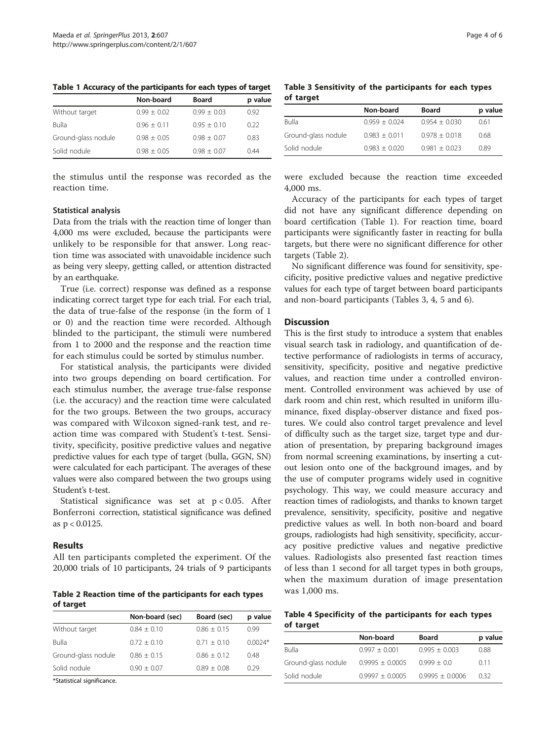**Table 1 Accuracy of the participants for each types of target**

| | Non-board | Board | p value |
|---|---|---|---|
| Without target | 0.99 ± 0.02 | 0.99 ± 0.03 | 0.92 |
| Bulla | 0.96 ± 0.11 | 0.95 ± 0.10 | 0.22 |
| Ground-glass nodule | 0.98 ± 0.05 | 0.98 ± 0.07 | 0.83 |
| Solid nodule | 0.98 ± 0.05 | 0.98 ± 0.07 | 0.44 |

the stimulus until the response was recorded as the reaction time.

### Statistical analysis

Data from the trials with the reaction time of longer than 4,000 ms were excluded, because the participants were unlikely to be responsible for that answer. Long reaction time was associated with unavoidable incidence such as being very sleepy, getting called, or attention distracted by an earthquake.

True (i.e. correct) response was defined as a response indicating correct target type for each trial. For each trial, the data of true-false of the response (in the form of 1 or 0) and the reaction time were recorded. Although blinded to the participant, the stimuli were numbered from 1 to 2000 and the response and the reaction time for each stimulus could be sorted by stimulus number.

For statistical analysis, the participants were divided into two groups depending on board certification. For each stimulus number, the average true-false response (i.e. the accuracy) and the reaction time were calculated for the two groups. Between the two groups, accuracy was compared with Wilcoxon signed-rank test, and reaction time was compared with Student's t-test. Sensitivity, specificity, positive predictive values and negative predictive values for each type of target (bulla, GGN, SN) were calculated for each participant. The averages of these values were also compared between the two groups using Student's t-test.

Statistical significance was set at $p < 0.05$. After Bonferroni correction, statistical significance was defined as $p < 0.0125$.

## Results

All ten participants completed the experiment. Of the 20,000 trials of 10 participants, 24 trials of 9 participants were excluded because the reaction time exceeded 4,000 ms.

**Table 2 Reaction time of the participants for each types of target**

| | Non-board (sec) | Board (sec) | p value |
|---|---|---|---|
| Without target | 0.84 ± 0.10 | 0.86 ± 0.15 | 0.99 |
| Bulla | 0.72 ± 0.10 | 0.71 ± 0.10 | 0.0024* |
| Ground-glass nodule | 0.86 ± 0.15 | 0.86 ± 0.12 | 0.48 |
| Solid nodule | 0.90 ± 0.07 | 0.89 ± 0.08 | 0.29 |

*Statistical significance.

**Table 3 Sensitivity of the participants for each types of target**

| | Non-board | Board | p value |
|---|---|---|---|
| Bulla | 0.959 ± 0.024 | 0.954 ± 0.030 | 0.61 |
| Ground-glass nodule | 0.983 ± 0.011 | 0.978 ± 0.018 | 0.68 |
| Solid nodule | 0.983 ± 0.020 | 0.981 ± 0.023 | 0.89 |

Accuracy of the participants for each types of target did not have any significant difference depending on board certification (Table 1). For reaction time, board participants were significantly faster in reacting for bulla targets, but there were no significant difference for other targets (Table 2).

No significant difference was found for sensitivity, specificity, positive predictive values and negative predictive values for each type of target between board participants and non-board participants (Tables 3, 4, 5 and 6).

## Discussion

This is the first study to introduce a system that enables visual search task in radiology, and quantification of detective performance of radiologists in terms of accuracy, sensitivity, specificity, positive and negative predictive values, and reaction time under a controlled environment. Controlled environment was achieved by use of dark room and chin rest, which resulted in uniform illuminance, fixed display-observer distance and fixed postures. We could also control target prevalence and level of difficulty such as the target size, target type and duration of presentation, by preparing background images from normal screening examinations, by inserting a cutout lesion onto one of the background images, and by the use of computer programs widely used in cognitive psychology. This way, we could measure accuracy and reaction times of radiologists, and thanks to known target prevalence, sensitivity, specificity, positive and negative predictive values as well. In both non-board and board groups, radiologists had high sensitivity, specificity, accuracy positive predictive values and negative predictive values. Radiologists also presented fast reaction times of less than 1 second for all target types in both groups, when the maximum duration of image presentation was 1,000 ms.

**Table 4 Specificity of the participants for each types of target**

| | Non-board | Board | p value |
|---|---|---|---|
| Bulla | 0.997 ± 0.001 | 0.995 ± 0.003 | 0.88 |
| Ground-glass nodule | 0.9995 ± 0.0005 | 0.999 ± 0.0 | 0.11 |
| Solid nodule | 0.9997 ± 0.0005 | 0.9995 ± 0.0006 | 0.32 |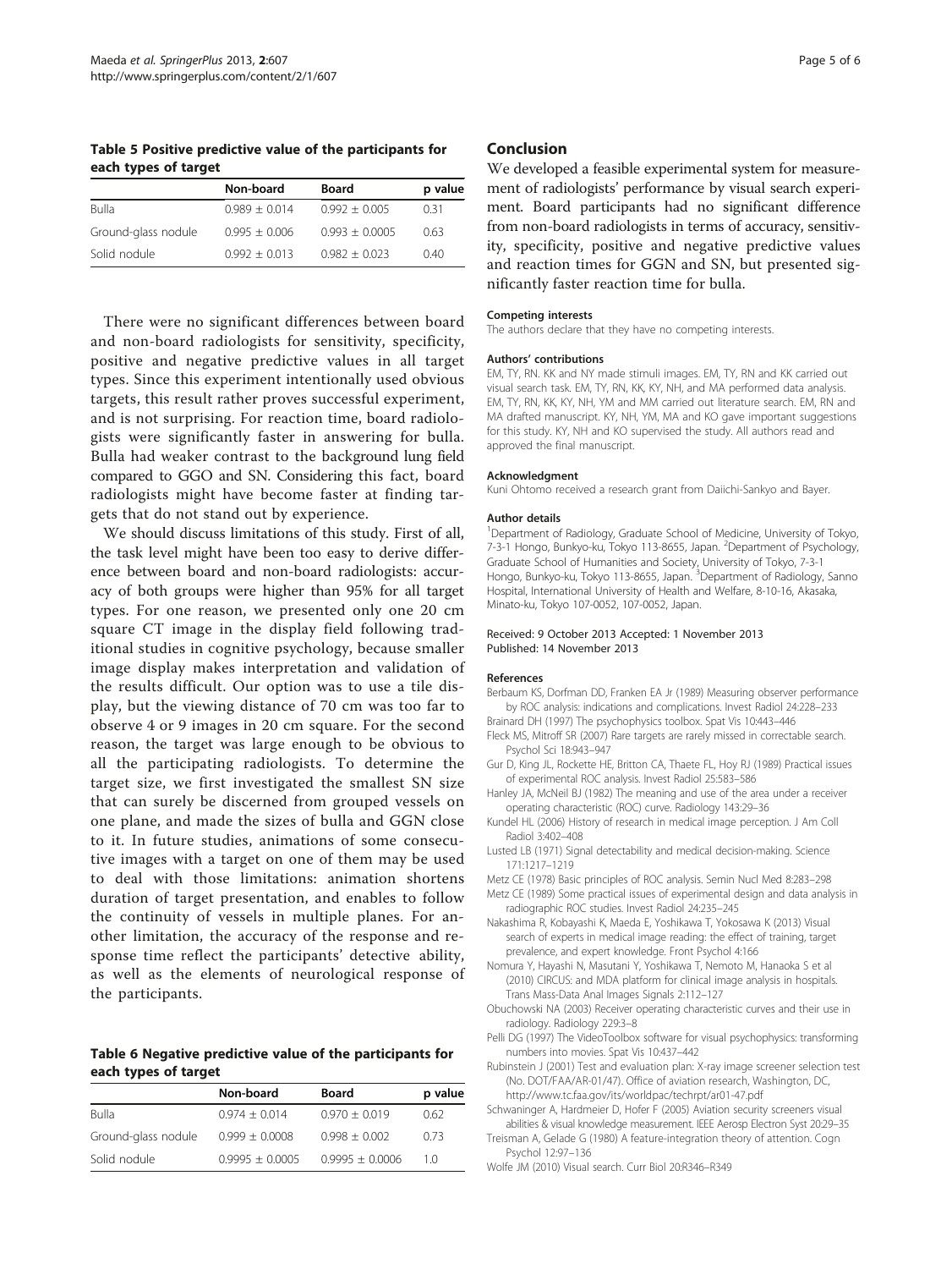**Table 5 Positive predictive value of the participants for each types of target**

| | Non-board | Board | p value |
|---|---|---|---|
| Bulla | 0.989 ± 0.014 | 0.992 ± 0.005 | 0.31 |
| Ground-glass nodule | 0.995 ± 0.006 | 0.993 ± 0.0005 | 0.63 |
| Solid nodule | 0.992 ± 0.013 | 0.982 ± 0.023 | 0.40 |

There were no significant differences between board and non-board radiologists for sensitivity, specificity, positive and negative predictive values in all target types. Since this experiment intentionally used obvious targets, this result rather proves successful experiment, and is not surprising. For reaction time, board radiologists were significantly faster in answering for bulla. Bulla had weaker contrast to the background lung field compared to GGO and SN. Considering this fact, board radiologists might have become faster at finding targets that do not stand out by experience.

We should discuss limitations of this study. First of all, the task level might have been too easy to derive difference between board and non-board radiologists: accuracy of both groups were higher than 95% for all target types. For one reason, we presented only one 20 cm square CT image in the display field following traditional studies in cognitive psychology, because smaller image display makes interpretation and validation of the results difficult. Our option was to use a tile display, but the viewing distance of 70 cm was too far to observe 4 or 9 images in 20 cm square. For the second reason, the target was large enough to be obvious to all the participating radiologists. To determine the target size, we first investigated the smallest SN size that can surely be discerned from grouped vessels on one plane, and made the sizes of bulla and GGN close to it. In future studies, animations of some consecutive images with a target on one of them may be used to deal with those limitations: animation shortens duration of target presentation, and enables to follow the continuity of vessels in multiple planes. For another limitation, the accuracy of the response and response time reflect the participants' detective ability, as well as the elements of neurological response of the participants.

**Table 6 Negative predictive value of the participants for each types of target**

| | Non-board | Board | p value |
|---|---|---|---|
| Bulla | 0.974 ± 0.014 | 0.970 ± 0.019 | 0.62 |
| Ground-glass nodule | 0.999 ± 0.0008 | 0.998 ± 0.002 | 0.73 |
| Solid nodule | 0.9995 ± 0.0005 | 0.9995 ± 0.0006 | 1.0 |

## Conclusion

We developed a feasible experimental system for measurement of radiologists' performance by visual search experiment. Board participants had no significant difference from non-board radiologists in terms of accuracy, sensitivity, specificity, positive and negative predictive values and reaction times for GGN and SN, but presented significantly faster reaction time for bulla.

#### Competing interests

The authors declare that they have no competing interests.

#### Authors' contributions

EM, TY, RN. KK and NY made stimuli images. EM, TY, RN and KK carried out visual search task. EM, TY, RN, KK, KY, NH, and MA performed data analysis. EM, TY, RN, KK, KY, NH, YM and MM carried out literature search. EM, RN and MA drafted manuscript. KY, NH, YM, MA and KO gave important suggestions for this study. KY, NH and KO supervised the study. All authors read and approved the final manuscript.

#### Acknowledgment

Kuni Ohtomo received a research grant from Daiichi-Sankyo and Bayer.

#### Author details

[1]Department of Radiology, Graduate School of Medicine, University of Tokyo, 7-3-1 Hongo, Bunkyo-ku, Tokyo 113-8655, Japan. [2]Department of Psychology, Graduate School of Humanities and Society, University of Tokyo, 7-3-1 Hongo, Bunkyo-ku, Tokyo 113-8655, Japan. [3]Department of Radiology, Sanno Hospital, International University of Health and Welfare, 8-10-16, Akasaka, Minato-ku, Tokyo 107-0052, 107-0052, Japan.

Received: 9 October 2013 Accepted: 1 November 2013
Published: 14 November 2013

#### References

Berbaum KS, Dorfman DD, Franken EA Jr (1989) Measuring observer performance by ROC analysis: indications and complications. Invest Radiol 24:228–233

Brainard DH (1997) The psychophysics toolbox. Spat Vis 10:443–446

Fleck MS, Mitroff SR (2007) Rare targets are rarely missed in correctable search. Psychol Sci 18:943–947

Gur D, King JL, Rockette HE, Britton CA, Thaete FL, Hoy RJ (1989) Practical issues of experimental ROC analysis. Invest Radiol 25:583–586

Hanley JA, McNeil BJ (1982) The meaning and use of the area under a receiver operating characteristic (ROC) curve. Radiology 143:29–36

Kundel HL (2006) History of research in medical image perception. J Am Coll Radiol 3:402–408

Lusted LB (1971) Signal detectability and medical decision-making. Science 171:1217–1219

Metz CE (1978) Basic principles of ROC analysis. Semin Nucl Med 8:283–298

Metz CE (1989) Some practical issues of experimental design and data analysis in radiographic ROC studies. Invest Radiol 24:235–245

Nakashima R, Kobayashi K, Maeda E, Yoshikawa T, Yokosawa K (2013) Visual search of experts in medical image reading: the effect of training, target prevalence, and expert knowledge. Front Psychol 4:166

Nomura Y, Hayashi N, Masutani Y, Yoshikawa T, Nemoto M, Hanaoka S et al (2010) CIRCUS: and MDA platform for clinical image analysis in hospitals. Trans Mass-Data Anal Images Signals 2:112–127

Obuchowski NA (2003) Receiver operating characteristic curves and their use in radiology. Radiology 229:3–8

Pelli DG (1997) The VideoToolbox software for visual psychophysics: transforming numbers into movies. Spat Vis 10:437–442

Rubinstein J (2001) Test and evaluation plan: X-ray image screener selection test (No. DOT/FAA/AR-01/47). Office of aviation research, Washington, DC, http://www.tc.faa.gov/its/worldpac/techrpt/ar01-47.pdf

Schwaninger A, Hardmeier D, Hofer F (2005) Aviation security screeners visual abilities & visual knowledge measurement. IEEE Aerosp Electron Syst 20:29–35

Treisman A, Gelade G (1980) A feature-integration theory of attention. Cogn Psychol 12:97–136

Wolfe JM (2010) Visual search. Curr Biol 20:R346–R349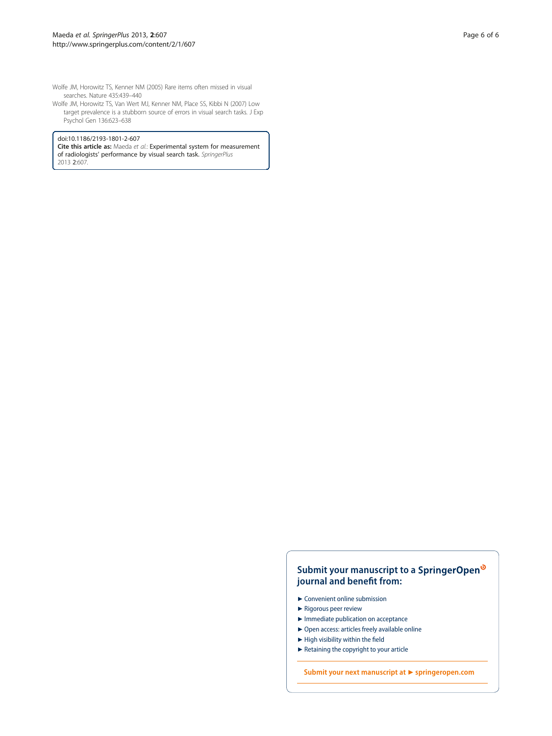Wolfe JM, Horowitz TS, Kenner NM (2005) Rare items often missed in visual searches. Nature 435:439–440

Wolfe JM, Horowitz TS, Van Wert MJ, Kenner NM, Place SS, Kibbi N (2007) Low target prevalence is a stubborn source of errors in visual search tasks. J Exp Psychol Gen 136:623–638

doi:10.1186/2193-1801-2-607

**Cite this article as:** Maeda *et al.*: Experimental system for measurement of radiologists' performance by visual search task. *SpringerPlus* 2013 **2**:607.

**Submit your manuscript to a SpringerOpen journal and benefit from:**

- ► Convenient online submission
- ► Rigorous peer review
- ► Immediate publication on acceptance
- ► Open access: articles freely available online
- ► High visibility within the field
- ► Retaining the copyright to your article

**Submit your next manuscript at ► springeropen.com**